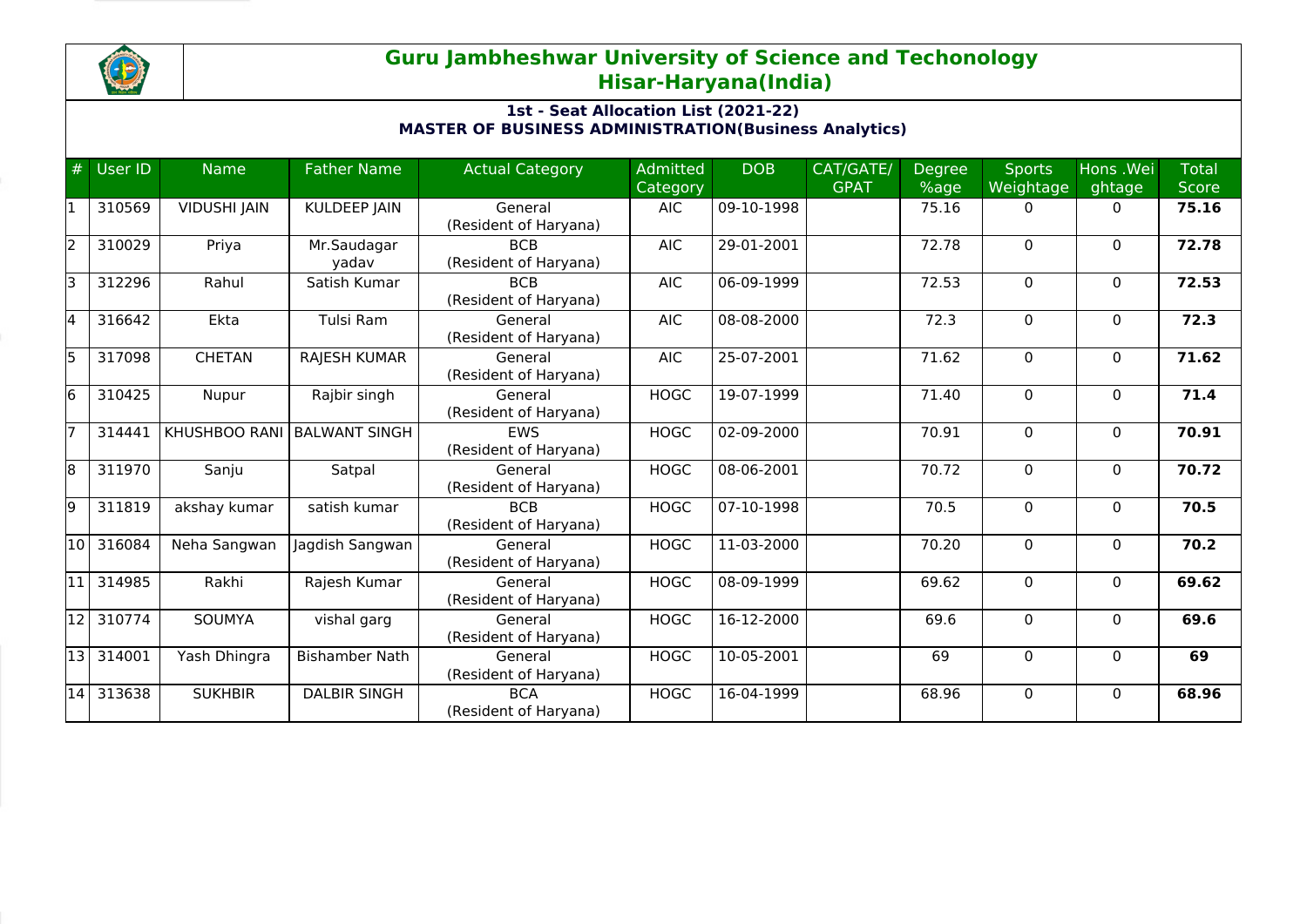# Guru Jambheshwar University of Science and Techonology
## Hisar-Haryana(India)

### 1st - Seat Allocation List (2021-22)
### MASTER OF BUSINESS ADMINISTRATION(Business Analytics)

| # | User ID | Name | Father Name | Actual Category | Admitted Category | DOB | CAT/GATE/ GPAT | Degree %age | Sports Weightage | Hons .Weightage | Total Score |
|---|---|---|---|---|---|---|---|---|---|---|---|
| 1 | 310569 | VIDUSHI JAIN | KULDEEP JAIN | General (Resident of Haryana) | AIC | 09-10-1998 | | 75.16 | 0 | 0 | **75.16** |
| 2 | 310029 | Priya | Mr.Saudagar yadav | BCB (Resident of Haryana) | AIC | 29-01-2001 | | 72.78 | 0 | 0 | **72.78** |
| 3 | 312296 | Rahul | Satish Kumar | BCB (Resident of Haryana) | AIC | 06-09-1999 | | 72.53 | 0 | 0 | **72.53** |
| 4 | 316642 | Ekta | Tulsi Ram | General (Resident of Haryana) | AIC | 08-08-2000 | | 72.3 | 0 | 0 | **72.3** |
| 5 | 317098 | CHETAN | RAJESH KUMAR | General (Resident of Haryana) | AIC | 25-07-2001 | | 71.62 | 0 | 0 | **71.62** |
| 6 | 310425 | Nupur | Rajbir singh | General (Resident of Haryana) | HOGC | 19-07-1999 | | 71.40 | 0 | 0 | **71.4** |
| 7 | 314441 | KHUSHBOO RANI | BALWANT SINGH | EWS (Resident of Haryana) | HOGC | 02-09-2000 | | 70.91 | 0 | 0 | **70.91** |
| 8 | 311970 | Sanju | Satpal | General (Resident of Haryana) | HOGC | 08-06-2001 | | 70.72 | 0 | 0 | **70.72** |
| 9 | 311819 | akshay kumar | satish kumar | BCB (Resident of Haryana) | HOGC | 07-10-1998 | | 70.5 | 0 | 0 | **70.5** |
| 10 | 316084 | Neha Sangwan | Jagdish Sangwan | General (Resident of Haryana) | HOGC | 11-03-2000 | | 70.20 | 0 | 0 | **70.2** |
| 11 | 314985 | Rakhi | Rajesh Kumar | General (Resident of Haryana) | HOGC | 08-09-1999 | | 69.62 | 0 | 0 | **69.62** |
| 12 | 310774 | SOUMYA | vishal garg | General (Resident of Haryana) | HOGC | 16-12-2000 | | 69.6 | 0 | 0 | **69.6** |
| 13 | 314001 | Yash Dhingra | Bishamber Nath | General (Resident of Haryana) | HOGC | 10-05-2001 | | 69 | 0 | 0 | **69** |
| 14 | 313638 | SUKHBIR | DALBIR SINGH | BCA (Resident of Haryana) | HOGC | 16-04-1999 | | 68.96 | 0 | 0 | **68.96** |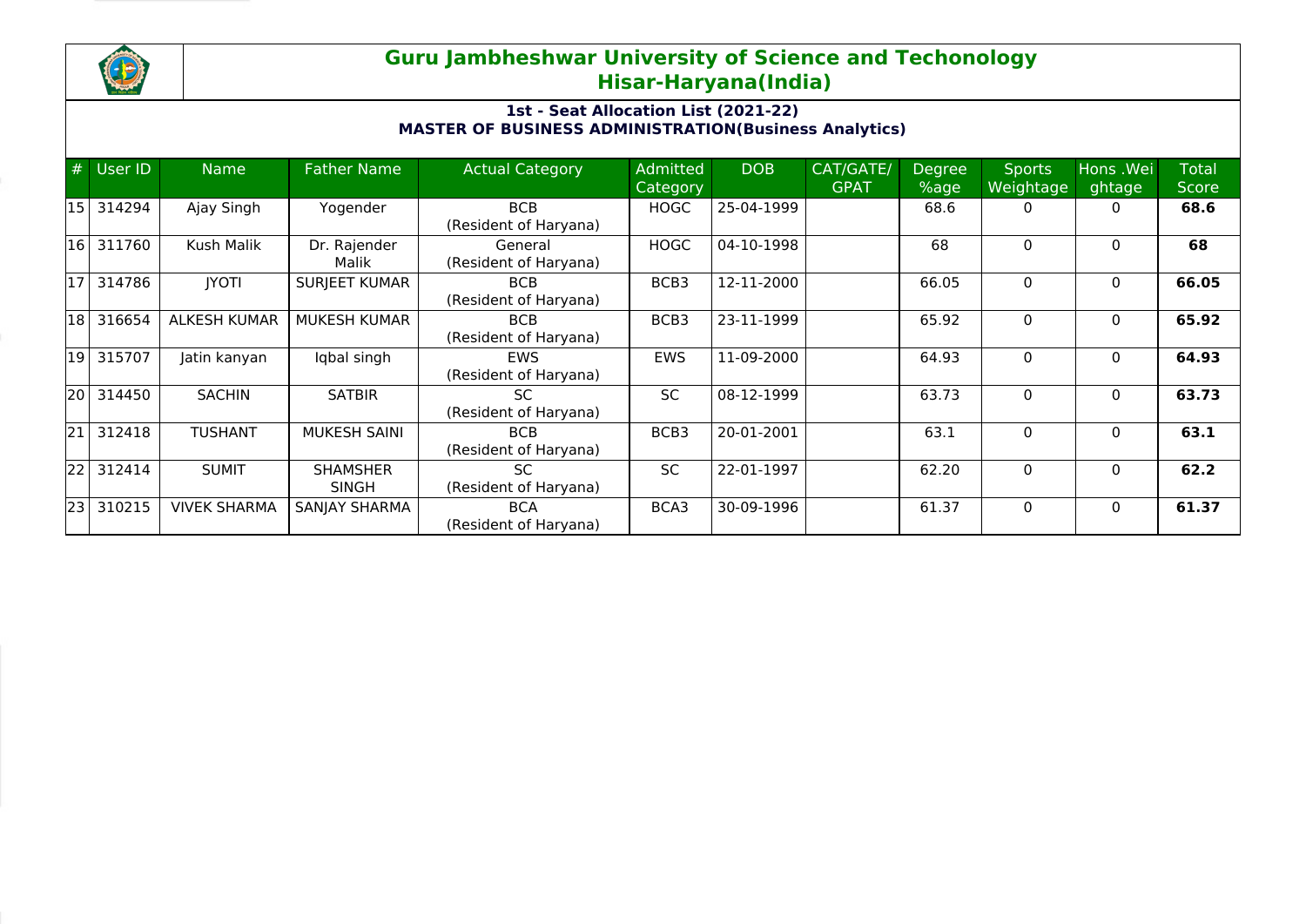## Guru Jambheshwar University of Science and Techonology
## Hisar-Haryana(India)

### 1st - Seat Allocation List (2021-22)
### MASTER OF BUSINESS ADMINISTRATION(Business Analytics)

| # | User ID | Name | Father Name | Actual Category | Admitted Category | DOB | CAT/GATE/ GPAT | Degree %age | Sports Weightage | Hons .Weightage | Total Score |
|---|---|---|---|---|---|---|---|---|---|---|---|
| 15 | 314294 | Ajay Singh | Yogender | BCB (Resident of Haryana) | HOGC | 25-04-1999 | | 68.6 | 0 | 0 | **68.6** |
| 16 | 311760 | Kush Malik | Dr. Rajender Malik | General (Resident of Haryana) | HOGC | 04-10-1998 | | 68 | 0 | 0 | **68** |
| 17 | 314786 | JYOTI | SURJEET KUMAR | BCB (Resident of Haryana) | BCB3 | 12-11-2000 | | 66.05 | 0 | 0 | **66.05** |
| 18 | 316654 | ALKESH KUMAR | MUKESH KUMAR | BCB (Resident of Haryana) | BCB3 | 23-11-1999 | | 65.92 | 0 | 0 | **65.92** |
| 19 | 315707 | Jatin kanyan | Iqbal singh | EWS (Resident of Haryana) | EWS | 11-09-2000 | | 64.93 | 0 | 0 | **64.93** |
| 20 | 314450 | SACHIN | SATBIR | SC (Resident of Haryana) | SC | 08-12-1999 | | 63.73 | 0 | 0 | **63.73** |
| 21 | 312418 | TUSHANT | MUKESH SAINI | BCB (Resident of Haryana) | BCB3 | 20-01-2001 | | 63.1 | 0 | 0 | **63.1** |
| 22 | 312414 | SUMIT | SHAMSHER SINGH | SC (Resident of Haryana) | SC | 22-01-1997 | | 62.20 | 0 | 0 | **62.2** |
| 23 | 310215 | VIVEK SHARMA | SANJAY SHARMA | BCA (Resident of Haryana) | BCA3 | 30-09-1996 | | 61.37 | 0 | 0 | **61.37** |